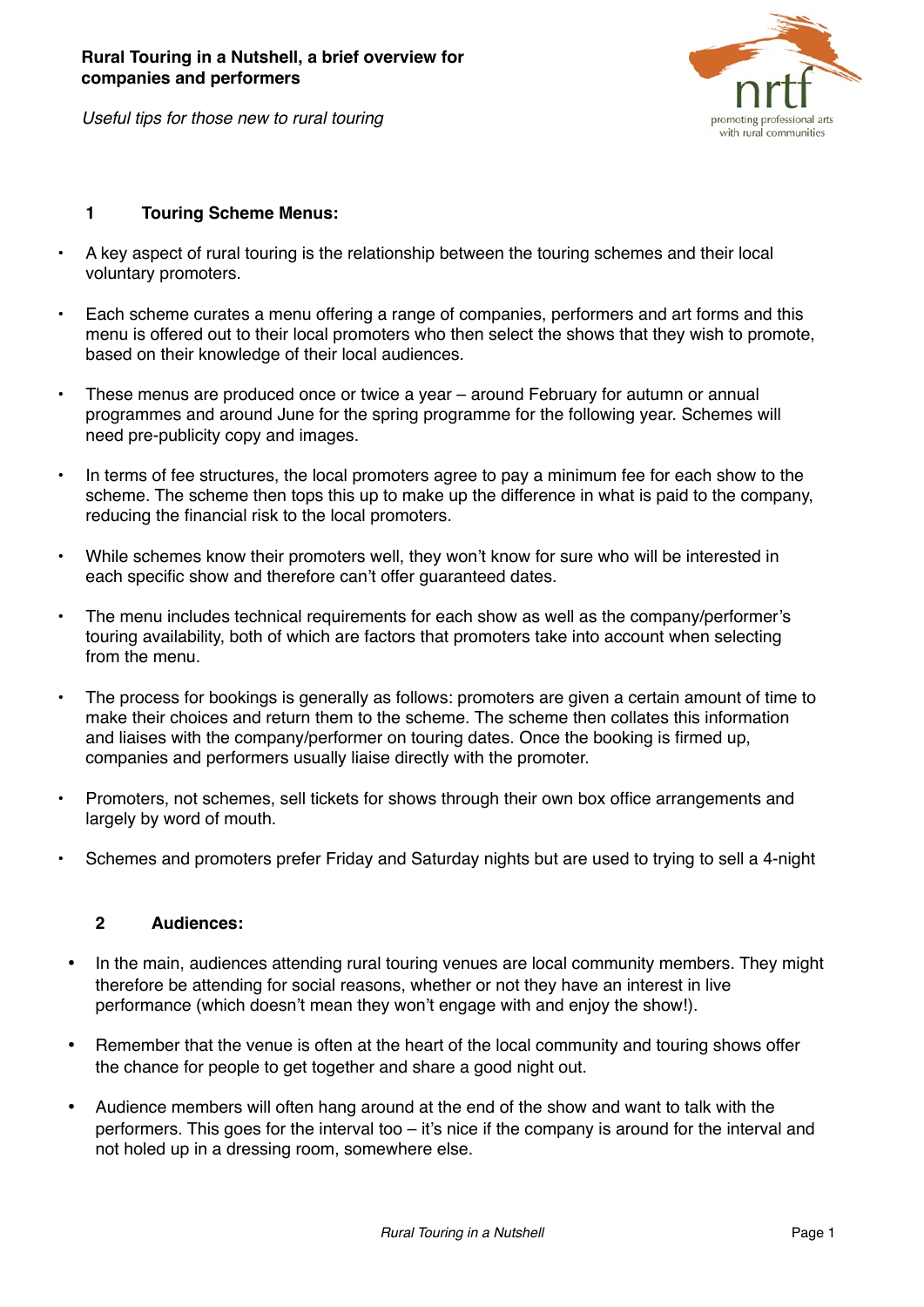**Rural Touring in a Nutshell, a brief overview for companies and performers**

*Useful tips for those new to rural touring*

nrtf
promoting professional arts with rural communities

## 1 Touring Scheme Menus:

- A key aspect of rural touring is the relationship between the touring schemes and their local voluntary promoters.
- Each scheme curates a menu offering a range of companies, performers and art forms and this menu is offered out to their local promoters who then select the shows that they wish to promote, based on their knowledge of their local audiences.
- These menus are produced once or twice a year – around February for autumn or annual programmes and around June for the spring programme for the following year. Schemes will need pre-publicity copy and images.
- In terms of fee structures, the local promoters agree to pay a minimum fee for each show to the scheme. The scheme then tops this up to make up the difference in what is paid to the company, reducing the financial risk to the local promoters.
- While schemes know their promoters well, they won't know for sure who will be interested in each specific show and therefore can't offer guaranteed dates.
- The menu includes technical requirements for each show as well as the company/performer's touring availability, both of which are factors that promoters take into account when selecting from the menu.
- The process for bookings is generally as follows: promoters are given a certain amount of time to make their choices and return them to the scheme. The scheme then collates this information and liaises with the company/performer on touring dates. Once the booking is firmed up, companies and performers usually liaise directly with the promoter.
- Promoters, not schemes, sell tickets for shows through their own box office arrangements and largely by word of mouth.
- Schemes and promoters prefer Friday and Saturday nights but are used to trying to sell a 4-night

## 2 Audiences:

- In the main, audiences attending rural touring venues are local community members. They might therefore be attending for social reasons, whether or not they have an interest in live performance (which doesn't mean they won't engage with and enjoy the show!).
- Remember that the venue is often at the heart of the local community and touring shows offer the chance for people to get together and share a good night out.
- Audience members will often hang around at the end of the show and want to talk with the performers. This goes for the interval too – it's nice if the company is around for the interval and not holed up in a dressing room, somewhere else.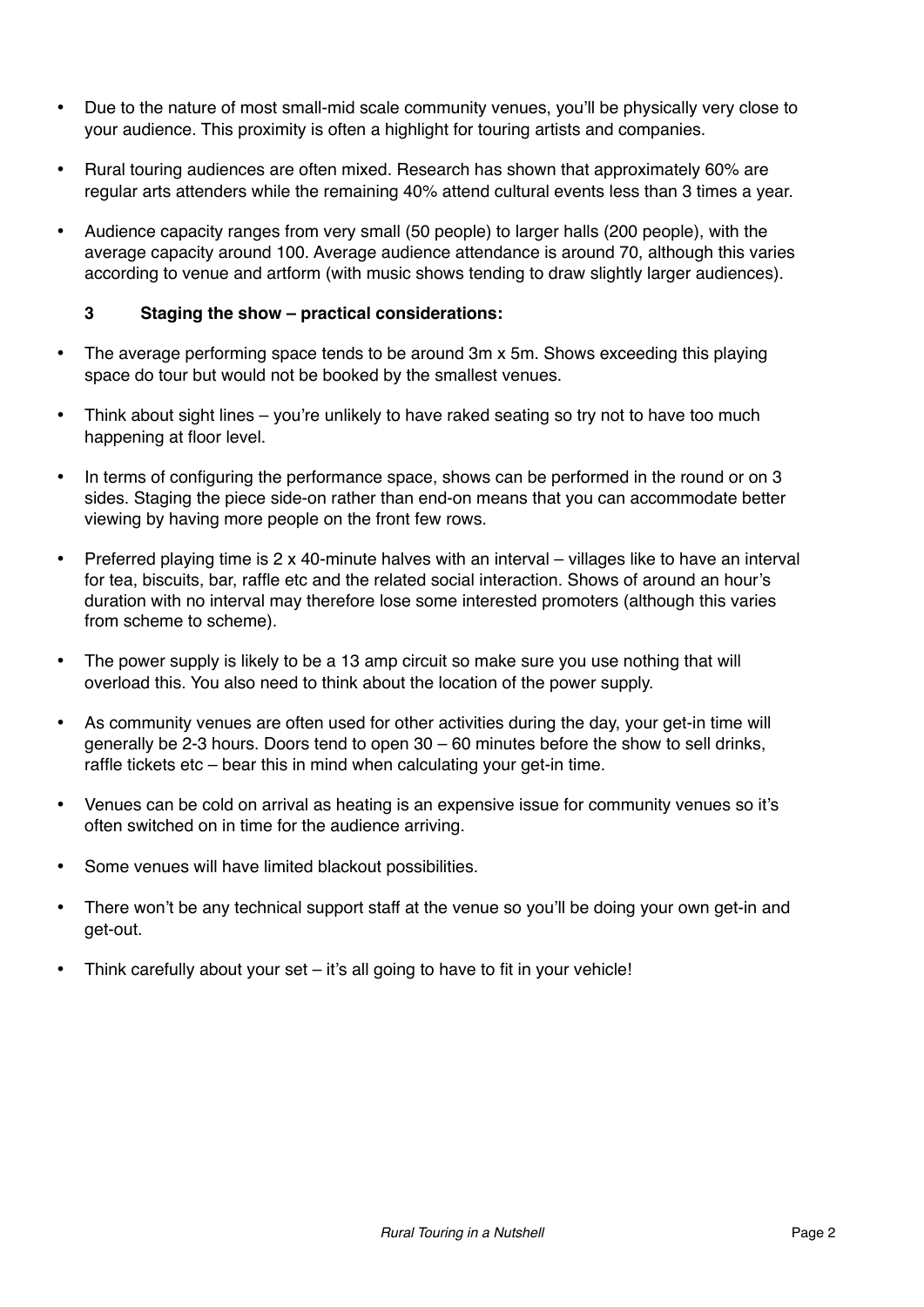- Due to the nature of most small-mid scale community venues, you'll be physically very close to your audience. This proximity is often a highlight for touring artists and companies.

- Rural touring audiences are often mixed. Research has shown that approximately 60% are regular arts attenders while the remaining 40% attend cultural events less than 3 times a year.

- Audience capacity ranges from very small (50 people) to larger halls (200 people), with the average capacity around 100. Average audience attendance is around 70, although this varies according to venue and artform (with music shows tending to draw slightly larger audiences).

### 3 Staging the show – practical considerations:

- The average performing space tends to be around 3m x 5m. Shows exceeding this playing space do tour but would not be booked by the smallest venues.

- Think about sight lines – you're unlikely to have raked seating so try not to have too much happening at floor level.

- In terms of configuring the performance space, shows can be performed in the round or on 3 sides. Staging the piece side-on rather than end-on means that you can accommodate better viewing by having more people on the front few rows.

- Preferred playing time is 2 x 40-minute halves with an interval – villages like to have an interval for tea, biscuits, bar, raffle etc and the related social interaction. Shows of around an hour's duration with no interval may therefore lose some interested promoters (although this varies from scheme to scheme).

- The power supply is likely to be a 13 amp circuit so make sure you use nothing that will overload this. You also need to think about the location of the power supply.

- As community venues are often used for other activities during the day, your get-in time will generally be 2-3 hours. Doors tend to open 30 – 60 minutes before the show to sell drinks, raffle tickets etc – bear this in mind when calculating your get-in time.

- Venues can be cold on arrival as heating is an expensive issue for community venues so it's often switched on in time for the audience arriving.

- Some venues will have limited blackout possibilities.

- There won't be any technical support staff at the venue so you'll be doing your own get-in and get-out.

- Think carefully about your set – it's all going to have to fit in your vehicle!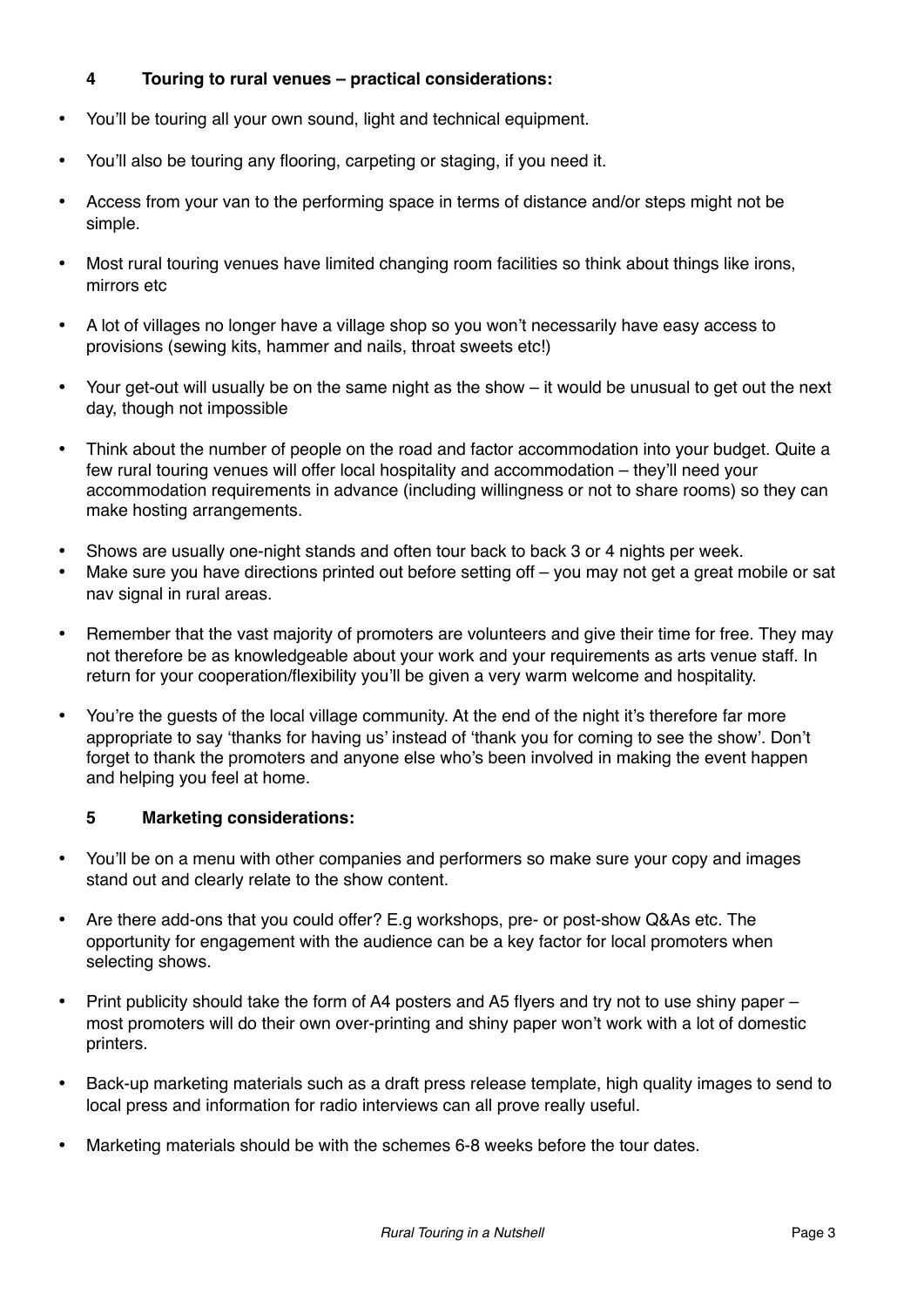## 4 Touring to rural venues – practical considerations:

- You'll be touring all your own sound, light and technical equipment.
- You'll also be touring any flooring, carpeting or staging, if you need it.
- Access from your van to the performing space in terms of distance and/or steps might not be simple.
- Most rural touring venues have limited changing room facilities so think about things like irons, mirrors etc
- A lot of villages no longer have a village shop so you won't necessarily have easy access to provisions (sewing kits, hammer and nails, throat sweets etc!)
- Your get-out will usually be on the same night as the show – it would be unusual to get out the next day, though not impossible
- Think about the number of people on the road and factor accommodation into your budget. Quite a few rural touring venues will offer local hospitality and accommodation – they'll need your accommodation requirements in advance (including willingness or not to share rooms) so they can make hosting arrangements.
- Shows are usually one-night stands and often tour back to back 3 or 4 nights per week.
- Make sure you have directions printed out before setting off – you may not get a great mobile or sat nav signal in rural areas.
- Remember that the vast majority of promoters are volunteers and give their time for free. They may not therefore be as knowledgeable about your work and your requirements as arts venue staff. In return for your cooperation/flexibility you'll be given a very warm welcome and hospitality.
- You're the guests of the local village community. At the end of the night it's therefore far more appropriate to say 'thanks for having us' instead of 'thank you for coming to see the show'. Don't forget to thank the promoters and anyone else who's been involved in making the event happen and helping you feel at home.

## 5 Marketing considerations:

- You'll be on a menu with other companies and performers so make sure your copy and images stand out and clearly relate to the show content.
- Are there add-ons that you could offer? E.g workshops, pre- or post-show Q&As etc. The opportunity for engagement with the audience can be a key factor for local promoters when selecting shows.
- Print publicity should take the form of A4 posters and A5 flyers and try not to use shiny paper – most promoters will do their own over-printing and shiny paper won't work with a lot of domestic printers.
- Back-up marketing materials such as a draft press release template, high quality images to send to local press and information for radio interviews can all prove really useful.
- Marketing materials should be with the schemes 6-8 weeks before the tour dates.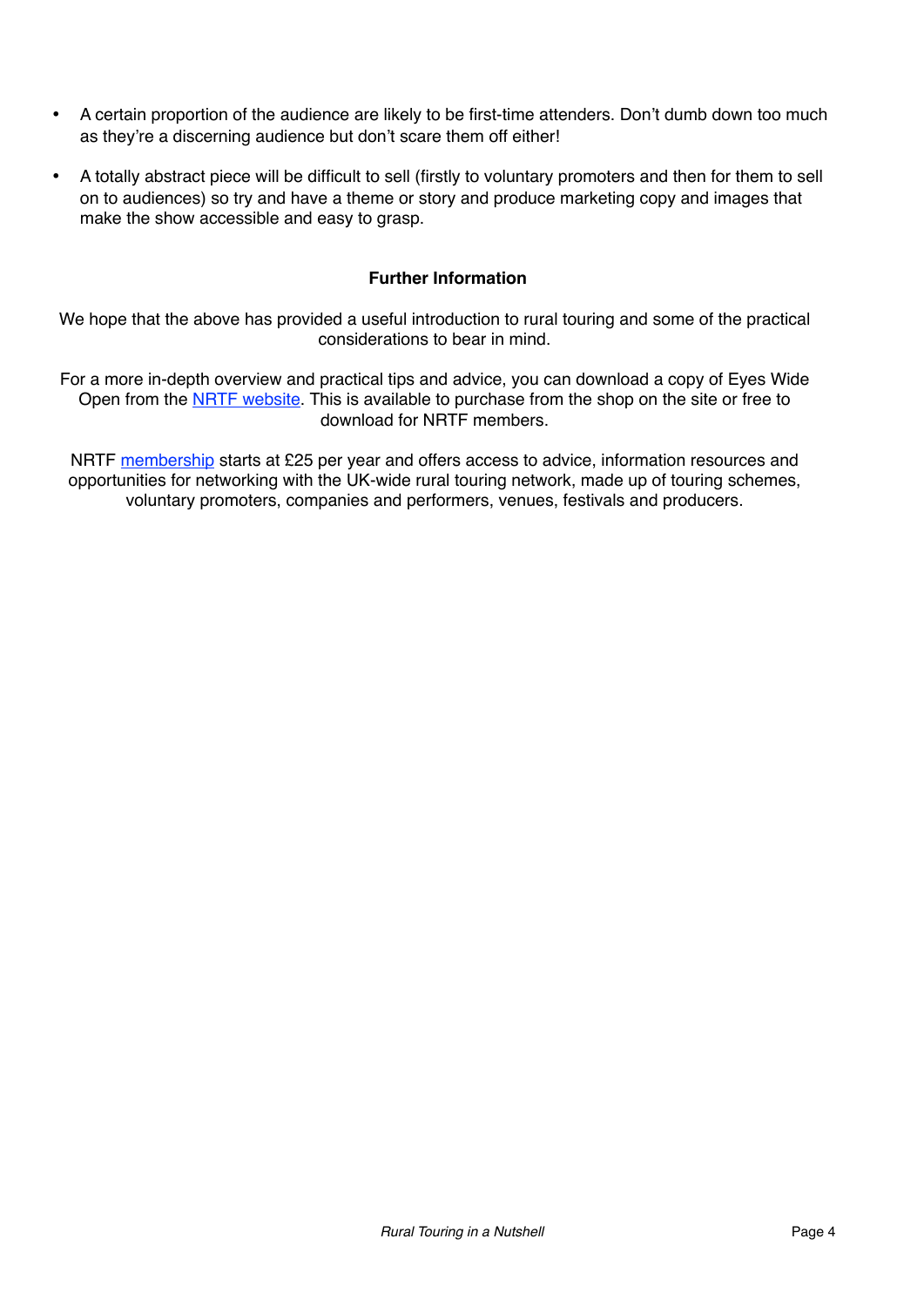- A certain proportion of the audience are likely to be first-time attenders. Don't dumb down too much as they're a discerning audience but don't scare them off either!
- A totally abstract piece will be difficult to sell (firstly to voluntary promoters and then for them to sell on to audiences) so try and have a theme or story and produce marketing copy and images that make the show accessible and easy to grasp.

**Further Information**

We hope that the above has provided a useful introduction to rural touring and some of the practical considerations to bear in mind.

For a more in-depth overview and practical tips and advice, you can download a copy of Eyes Wide Open from the NRTF website. This is available to purchase from the shop on the site or free to download for NRTF members.

NRTF membership starts at £25 per year and offers access to advice, information resources and opportunities for networking with the UK-wide rural touring network, made up of touring schemes, voluntary promoters, companies and performers, venues, festivals and producers.